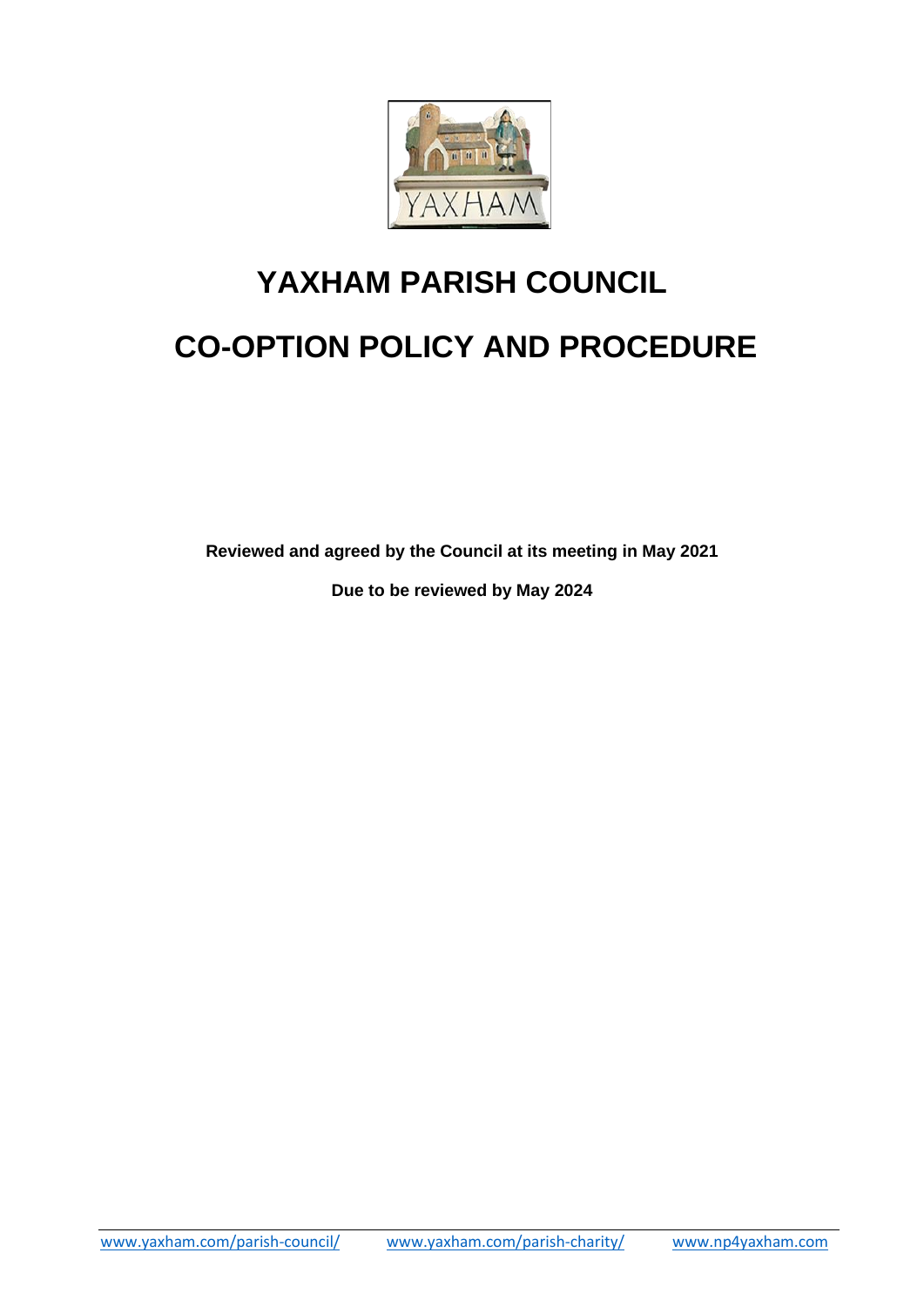# YAXHAM PARISH COUNCIL

# CO-OPTION POLICY AND PROCEDURE

**Reviewed and agreed by the Council at its meeting in May 2021**

**Due to be reviewed by May 2024**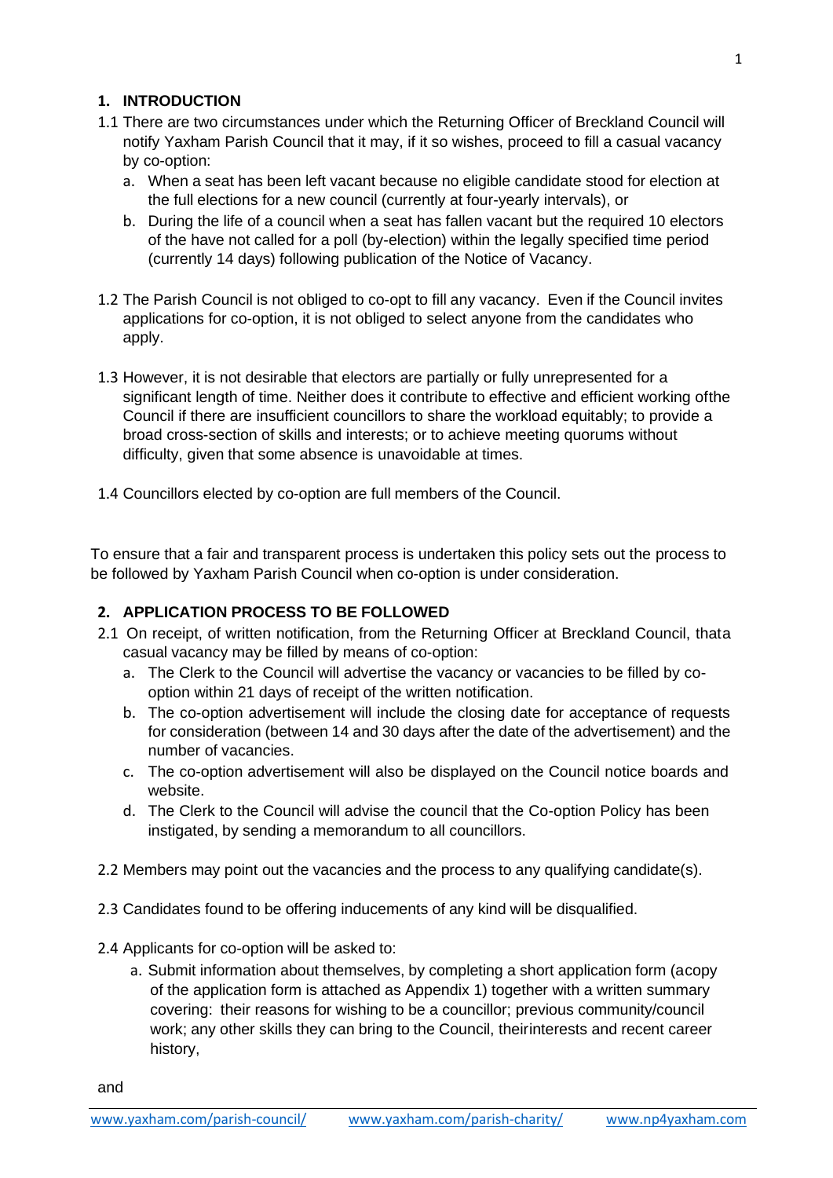## 1. INTRODUCTION

1.1 There are two circumstances under which the Returning Officer of Breckland Council will notify Yaxham Parish Council that it may, if it so wishes, proceed to fill a casual vacancy by co-option:

   a. When a seat has been left vacant because no eligible candidate stood for election at the full elections for a new council (currently at four-yearly intervals), or
   b. During the life of a council when a seat has fallen vacant but the required 10 electors of the have not called for a poll (by-election) within the legally specified time period (currently 14 days) following publication of the Notice of Vacancy.

1.2 The Parish Council is not obliged to co-opt to fill any vacancy. Even if the Council invites applications for co-option, it is not obliged to select anyone from the candidates who apply.

1.3 However, it is not desirable that electors are partially or fully unrepresented for a significant length of time. Neither does it contribute to effective and efficient working ofthe Council if there are insufficient councillors to share the workload equitably; to provide a broad cross-section of skills and interests; or to achieve meeting quorums without difficulty, given that some absence is unavoidable at times.

1.4 Councillors elected by co-option are full members of the Council.

To ensure that a fair and transparent process is undertaken this policy sets out the process to be followed by Yaxham Parish Council when co-option is under consideration.

## 2. APPLICATION PROCESS TO BE FOLLOWED

2.1 On receipt, of written notification, from the Returning Officer at Breckland Council, thata casual vacancy may be filled by means of co-option:

   a. The Clerk to the Council will advertise the vacancy or vacancies to be filled by co-option within 21 days of receipt of the written notification.
   b. The co-option advertisement will include the closing date for acceptance of requests for consideration (between 14 and 30 days after the date of the advertisement) and the number of vacancies.
   c. The co-option advertisement will also be displayed on the Council notice boards and website.
   d. The Clerk to the Council will advise the council that the Co-option Policy has been instigated, by sending a memorandum to all councillors.

2.2 Members may point out the vacancies and the process to any qualifying candidate(s).

2.3 Candidates found to be offering inducements of any kind will be disqualified.

2.4 Applicants for co-option will be asked to:

   a. Submit information about themselves, by completing a short application form (acopy of the application form is attached as Appendix 1) together with a written summary covering: their reasons for wishing to be a councillor; previous community/council work; any other skills they can bring to the Council, theirinterests and recent career history,

and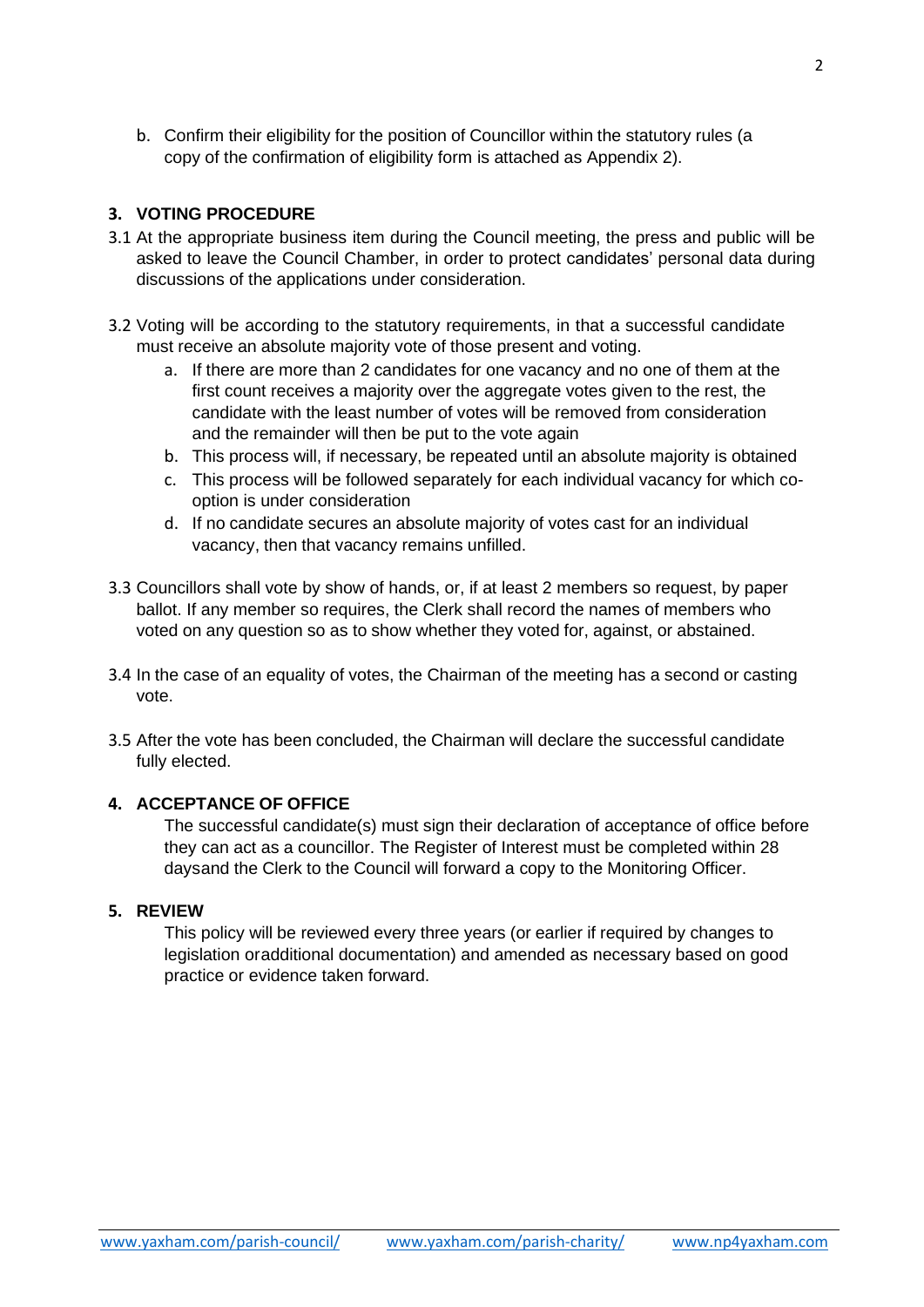b. Confirm their eligibility for the position of Councillor within the statutory rules (a copy of the confirmation of eligibility form is attached as Appendix 2).

## 3. VOTING PROCEDURE

3.1 At the appropriate business item during the Council meeting, the press and public will be asked to leave the Council Chamber, in order to protect candidates' personal data during discussions of the applications under consideration.

3.2 Voting will be according to the statutory requirements, in that a successful candidate must receive an absolute majority vote of those present and voting.

a. If there are more than 2 candidates for one vacancy and no one of them at the first count receives a majority over the aggregate votes given to the rest, the candidate with the least number of votes will be removed from consideration and the remainder will then be put to the vote again
b. This process will, if necessary, be repeated until an absolute majority is obtained
c. This process will be followed separately for each individual vacancy for which co-option is under consideration
d. If no candidate secures an absolute majority of votes cast for an individual vacancy, then that vacancy remains unfilled.

3.3 Councillors shall vote by show of hands, or, if at least 2 members so request, by paper ballot. If any member so requires, the Clerk shall record the names of members who voted on any question so as to show whether they voted for, against, or abstained.

3.4 In the case of an equality of votes, the Chairman of the meeting has a second or casting vote.

3.5 After the vote has been concluded, the Chairman will declare the successful candidate fully elected.

## 4. ACCEPTANCE OF OFFICE

The successful candidate(s) must sign their declaration of acceptance of office before they can act as a councillor. The Register of Interest must be completed within 28 daysand the Clerk to the Council will forward a copy to the Monitoring Officer.

## 5. REVIEW

This policy will be reviewed every three years (or earlier if required by changes to legislation oradditional documentation) and amended as necessary based on good practice or evidence taken forward.